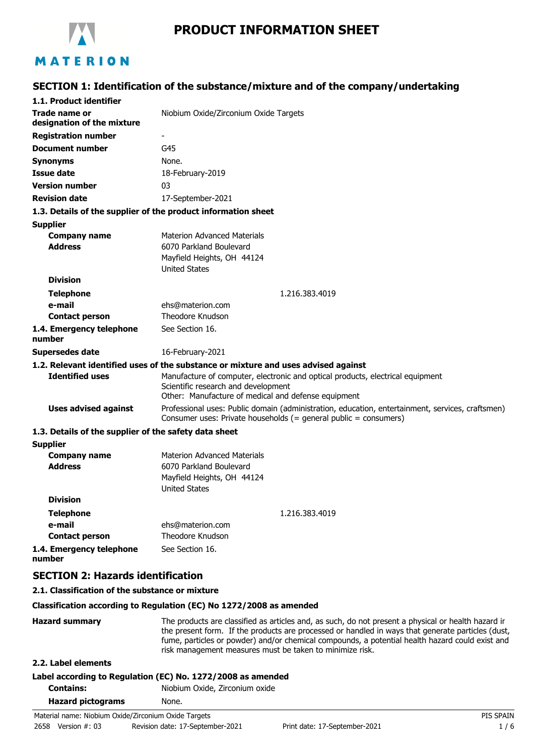# PRODUCT INFORMATION SHEET

## SECTION 1: Identification of the substance/mixture and of the company/undertaking

### 1.1. Product identifier

| | |
|---|---|
| **Trade name or designation of the mixture** | Niobium Oxide/Zirconium Oxide Targets |
| **Registration number** | - |
| **Document number** | G45 |
| **Synonyms** | None. |
| **Issue date** | 18-February-2019 |
| **Version number** | 03 |
| **Revision date** | 17-September-2021 |

### 1.3. Details of the supplier of the product information sheet

**Supplier**

| | |
|---|---|
| **Company name** | Materion Advanced Materials |
| **Address** | 6070 Parkland Boulevard<br>Mayfield Heights, OH 44124<br>United States |
| **Division** | |
| **Telephone** | 1.216.383.4019 |
| **e-mail** | ehs@materion.com |
| **Contact person** | Theodore Knudson |
| **1.4. Emergency telephone number** | See Section 16. |
| **Supersedes date** | 16-February-2021 |

### 1.2. Relevant identified uses of the substance or mixture and uses advised against

| | |
|---|---|
| **Identified uses** | Manufacture of computer, electronic and optical products, electrical equipment<br>Scientific research and development<br>Other: Manufacture of medical and defense equipment |
| **Uses advised against** | Professional uses: Public domain (administration, education, entertainment, services, craftsmen)<br>Consumer uses: Private households (= general public = consumers) |

### 1.3. Details of the supplier of the safety data sheet

**Supplier**

| | |
|---|---|
| **Company name** | Materion Advanced Materials |
| **Address** | 6070 Parkland Boulevard<br>Mayfield Heights, OH 44124<br>United States |
| **Division** | |
| **Telephone** | 1.216.383.4019 |
| **e-mail** | ehs@materion.com |
| **Contact person** | Theodore Knudson |
| **1.4. Emergency telephone number** | See Section 16. |

## SECTION 2: Hazards identification

### 2.1. Classification of the substance or mixture

**Classification according to Regulation (EC) No 1272/2008 as amended**

| | |
|---|---|
| **Hazard summary** | The products are classified as articles and, as such, do not present a physical or health hazard ir the present form. If the products are processed or handled in ways that generate particles (dust, fume, particles or powder) and/or chemical compounds, a potential health hazard could exist and risk management measures must be taken to minimize risk. |

### 2.2. Label elements

**Label according to Regulation (EC) No. 1272/2008 as amended**

| | |
|---|---|
| **Contains:** | Niobium Oxide, Zirconium oxide |
| **Hazard pictograms** | None. |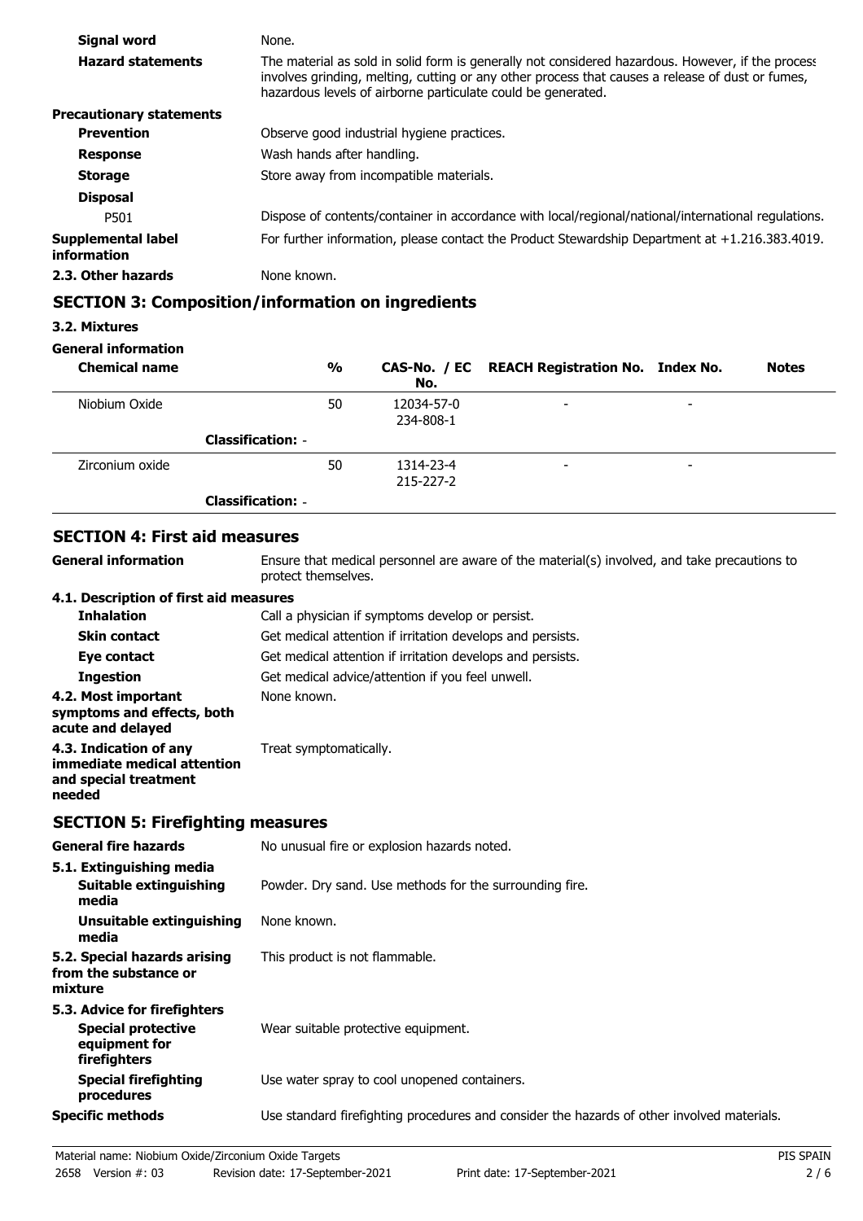| | |
|---|---|
| **Signal word** | None. |
| **Hazard statements** | The material as sold in solid form is generally not considered hazardous. However, if the process involves grinding, melting, cutting or any other process that causes a release of dust or fumes, hazardous levels of airborne particulate could be generated. |
| **Precautionary statements** | |
| **Prevention** | Observe good industrial hygiene practices. |
| **Response** | Wash hands after handling. |
| **Storage** | Store away from incompatible materials. |
| **Disposal** | |
| P501 | Dispose of contents/container in accordance with local/regional/national/international regulations. |
| **Supplemental label information** | For further information, please contact the Product Stewardship Department at +1.216.383.4019. |
| **2.3. Other hazards** | None known. |

## SECTION 3: Composition/information on ingredients

**3.2. Mixtures**

**General information**

| Chemical name | % | CAS-No. / EC No. | REACH Registration No. | Index No. | Notes |
|---|---|---|---|---|---|
| Niobium Oxide | 50 | 12034-57-0<br>234-808-1 | - | - | |
| **Classification:** - | | | | | |
| Zirconium oxide | 50 | 1314-23-4<br>215-227-2 | - | - | |
| **Classification:** - | | | | | |

## SECTION 4: First aid measures

| | |
|---|---|
| **General information** | Ensure that medical personnel are aware of the material(s) involved, and take precautions to protect themselves. |
| **4.1. Description of first aid measures** | |
| **Inhalation** | Call a physician if symptoms develop or persist. |
| **Skin contact** | Get medical attention if irritation develops and persists. |
| **Eye contact** | Get medical attention if irritation develops and persists. |
| **Ingestion** | Get medical advice/attention if you feel unwell. |
| **4.2. Most important symptoms and effects, both acute and delayed** | None known. |
| **4.3. Indication of any immediate medical attention and special treatment needed** | Treat symptomatically. |

## SECTION 5: Firefighting measures

| | |
|---|---|
| **General fire hazards** | No unusual fire or explosion hazards noted. |
| **5.1. Extinguishing media** | |
| **Suitable extinguishing media** | Powder. Dry sand. Use methods for the surrounding fire. |
| **Unsuitable extinguishing media** | None known. |
| **5.2. Special hazards arising from the substance or mixture** | This product is not flammable. |
| **5.3. Advice for firefighters** | |
| **Special protective equipment for firefighters** | Wear suitable protective equipment. |
| **Special firefighting procedures** | Use water spray to cool unopened containers. |
| **Specific methods** | Use standard firefighting procedures and consider the hazards of other involved materials. |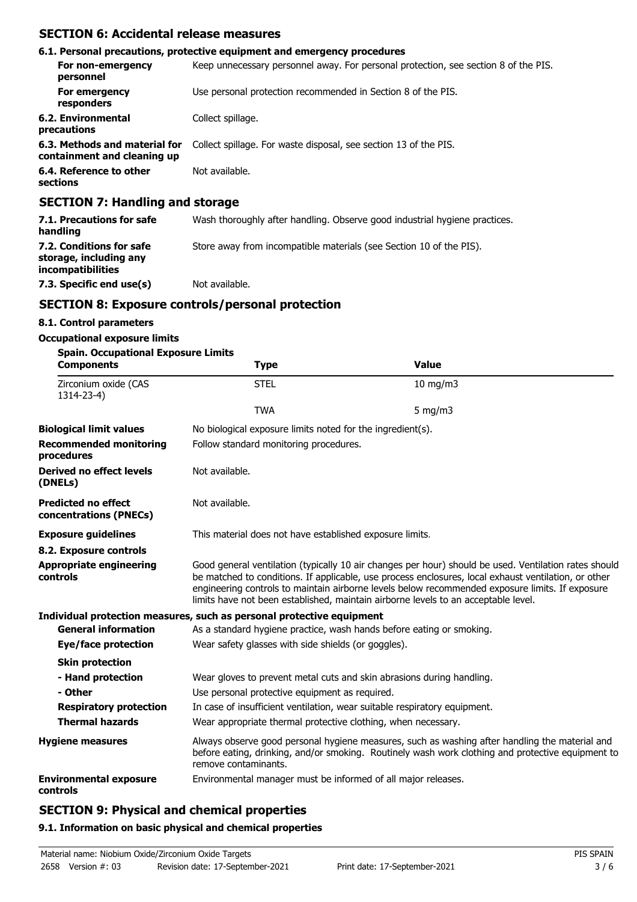## SECTION 6: Accidental release measures

### 6.1. Personal precautions, protective equipment and emergency procedures

| | |
|---|---|
| **For non-emergency personnel** | Keep unnecessary personnel away. For personal protection, see section 8 of the PIS. |
| **For emergency responders** | Use personal protection recommended in Section 8 of the PIS. |
| **6.2. Environmental precautions** | Collect spillage. |
| **6.3. Methods and material for containment and cleaning up** | Collect spillage. For waste disposal, see section 13 of the PIS. |
| **6.4. Reference to other sections** | Not available. |

## SECTION 7: Handling and storage

| | |
|---|---|
| **7.1. Precautions for safe handling** | Wash thoroughly after handling. Observe good industrial hygiene practices. |
| **7.2. Conditions for safe storage, including any incompatibilities** | Store away from incompatible materials (see Section 10 of the PIS). |
| **7.3. Specific end use(s)** | Not available. |

## SECTION 8: Exposure controls/personal protection

### 8.1. Control parameters

**Occupational exposure limits**

**Spain. Occupational Exposure Limits**

| Components | Type | Value |
|---|---|---|
| Zirconium oxide (CAS 1314-23-4) | STEL | 10 mg/m3 |
| | TWA | 5 mg/m3 |

| | |
|---|---|
| **Biological limit values** | No biological exposure limits noted for the ingredient(s). |
| **Recommended monitoring procedures** | Follow standard monitoring procedures. |
| **Derived no effect levels (DNELs)** | Not available. |
| **Predicted no effect concentrations (PNECs)** | Not available. |
| **Exposure guidelines** | This material does not have established exposure limits. |

### 8.2. Exposure controls

| | |
|---|---|
| **Appropriate engineering controls** | Good general ventilation (typically 10 air changes per hour) should be used. Ventilation rates should be matched to conditions. If applicable, use process enclosures, local exhaust ventilation, or other engineering controls to maintain airborne levels below recommended exposure limits. If exposure limits have not been established, maintain airborne levels to an acceptable level. |

**Individual protection measures, such as personal protective equipment**

| | |
|---|---|
| **General information** | As a standard hygiene practice, wash hands before eating or smoking. |
| **Eye/face protection** | Wear safety glasses with side shields (or goggles). |
| **Skin protection** | |
| **- Hand protection** | Wear gloves to prevent metal cuts and skin abrasions during handling. |
| **- Other** | Use personal protective equipment as required. |
| **Respiratory protection** | In case of insufficient ventilation, wear suitable respiratory equipment. |
| **Thermal hazards** | Wear appropriate thermal protective clothing, when necessary. |
| **Hygiene measures** | Always observe good personal hygiene measures, such as washing after handling the material and before eating, drinking, and/or smoking. Routinely wash work clothing and protective equipment to remove contaminants. |
| **Environmental exposure controls** | Environmental manager must be informed of all major releases. |

## SECTION 9: Physical and chemical properties

### 9.1. Information on basic physical and chemical properties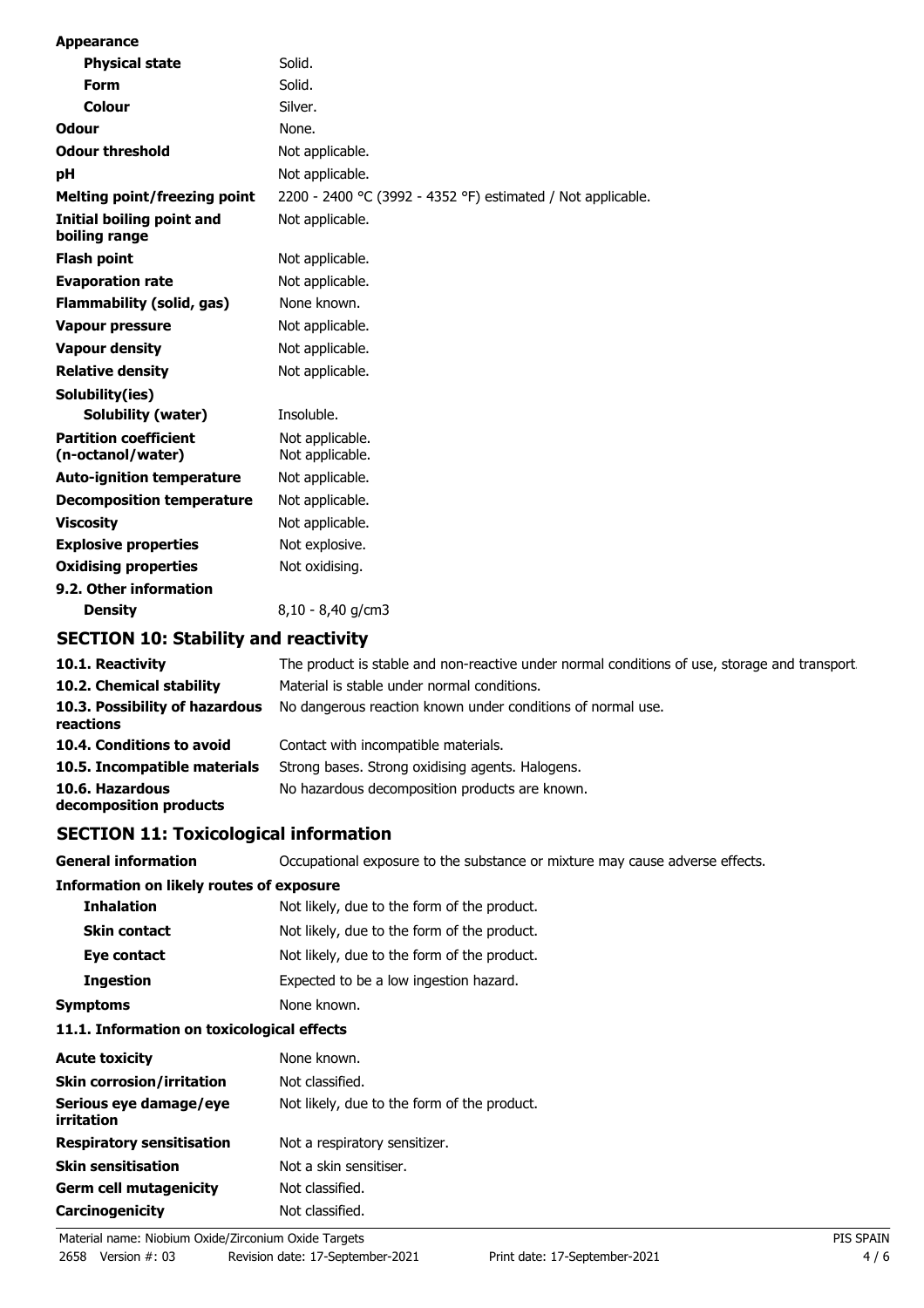**Appearance**

| | |
|---|---|
| **Physical state** | Solid. |
| **Form** | Solid. |
| **Colour** | Silver. |
| **Odour** | None. |
| **Odour threshold** | Not applicable. |
| **pH** | Not applicable. |
| **Melting point/freezing point** | 2200 - 2400 °C (3992 - 4352 °F) estimated / Not applicable. |
| **Initial boiling point and boiling range** | Not applicable. |
| **Flash point** | Not applicable. |
| **Evaporation rate** | Not applicable. |
| **Flammability (solid, gas)** | None known. |
| **Vapour pressure** | Not applicable. |
| **Vapour density** | Not applicable. |
| **Relative density** | Not applicable. |
| **Solubility(ies)** | |
| **Solubility (water)** | Insoluble. |
| **Partition coefficient (n-octanol/water)** | Not applicable. Not applicable. |
| **Auto-ignition temperature** | Not applicable. |
| **Decomposition temperature** | Not applicable. |
| **Viscosity** | Not applicable. |
| **Explosive properties** | Not explosive. |
| **Oxidising properties** | Not oxidising. |
| **9.2. Other information** | |
| **Density** | 8,10 - 8,40 g/cm3 |

## SECTION 10: Stability and reactivity

| | |
|---|---|
| **10.1. Reactivity** | The product is stable and non-reactive under normal conditions of use, storage and transport. |
| **10.2. Chemical stability** | Material is stable under normal conditions. |
| **10.3. Possibility of hazardous reactions** | No dangerous reaction known under conditions of normal use. |
| **10.4. Conditions to avoid** | Contact with incompatible materials. |
| **10.5. Incompatible materials** | Strong bases. Strong oxidising agents. Halogens. |
| **10.6. Hazardous decomposition products** | No hazardous decomposition products are known. |

## SECTION 11: Toxicological information

| | |
|---|---|
| **General information** | Occupational exposure to the substance or mixture may cause adverse effects. |

**Information on likely routes of exposure**

| | |
|---|---|
| **Inhalation** | Not likely, due to the form of the product. |
| **Skin contact** | Not likely, due to the form of the product. |
| **Eye contact** | Not likely, due to the form of the product. |
| **Ingestion** | Expected to be a low ingestion hazard. |
| **Symptoms** | None known. |

**11.1. Information on toxicological effects**

| | |
|---|---|
| **Acute toxicity** | None known. |
| **Skin corrosion/irritation** | Not classified. |
| **Serious eye damage/eye irritation** | Not likely, due to the form of the product. |
| **Respiratory sensitisation** | Not a respiratory sensitizer. |
| **Skin sensitisation** | Not a skin sensitiser. |
| **Germ cell mutagenicity** | Not classified. |
| **Carcinogenicity** | Not classified. |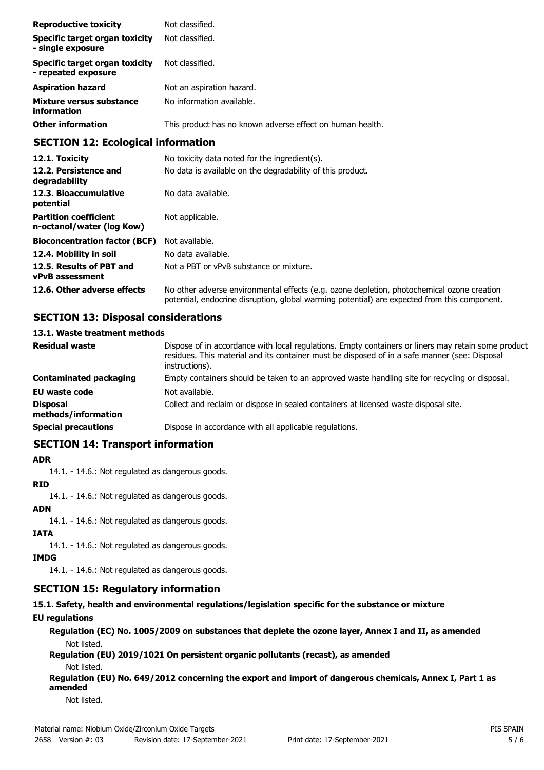| | |
|---|---|
| **Reproductive toxicity** | Not classified. |
| **Specific target organ toxicity - single exposure** | Not classified. |
| **Specific target organ toxicity - repeated exposure** | Not classified. |
| **Aspiration hazard** | Not an aspiration hazard. |
| **Mixture versus substance information** | No information available. |
| **Other information** | This product has no known adverse effect on human health. |

## SECTION 12: Ecological information

| | |
|---|---|
| **12.1. Toxicity** | No toxicity data noted for the ingredient(s). |
| **12.2. Persistence and degradability** | No data is available on the degradability of this product. |
| **12.3. Bioaccumulative potential** | No data available. |
| **Partition coefficient n-octanol/water (log Kow)** | Not applicable. |
| **Bioconcentration factor (BCF)** | Not available. |
| **12.4. Mobility in soil** | No data available. |
| **12.5. Results of PBT and vPvB assessment** | Not a PBT or vPvB substance or mixture. |
| **12.6. Other adverse effects** | No other adverse environmental effects (e.g. ozone depletion, photochemical ozone creation potential, endocrine disruption, global warming potential) are expected from this component. |

## SECTION 13: Disposal considerations

### 13.1. Waste treatment methods

| | |
|---|---|
| **Residual waste** | Dispose of in accordance with local regulations. Empty containers or liners may retain some product residues. This material and its container must be disposed of in a safe manner (see: Disposal instructions). |
| **Contaminated packaging** | Empty containers should be taken to an approved waste handling site for recycling or disposal. |
| **EU waste code** | Not available. |
| **Disposal methods/information** | Collect and reclaim or dispose in sealed containers at licensed waste disposal site. |
| **Special precautions** | Dispose in accordance with all applicable regulations. |

## SECTION 14: Transport information

**ADR**

14.1. - 14.6.: Not regulated as dangerous goods.

**RID**

14.1. - 14.6.: Not regulated as dangerous goods.

**ADN**

14.1. - 14.6.: Not regulated as dangerous goods.

**IATA**

14.1. - 14.6.: Not regulated as dangerous goods.

**IMDG**

14.1. - 14.6.: Not regulated as dangerous goods.

## SECTION 15: Regulatory information

**15.1. Safety, health and environmental regulations/legislation specific for the substance or mixture**

**EU regulations**

**Regulation (EC) No. 1005/2009 on substances that deplete the ozone layer, Annex I and II, as amended**

Not listed.

**Regulation (EU) 2019/1021 On persistent organic pollutants (recast), as amended**

Not listed.

**Regulation (EU) No. 649/2012 concerning the export and import of dangerous chemicals, Annex I, Part 1 as amended**

Not listed.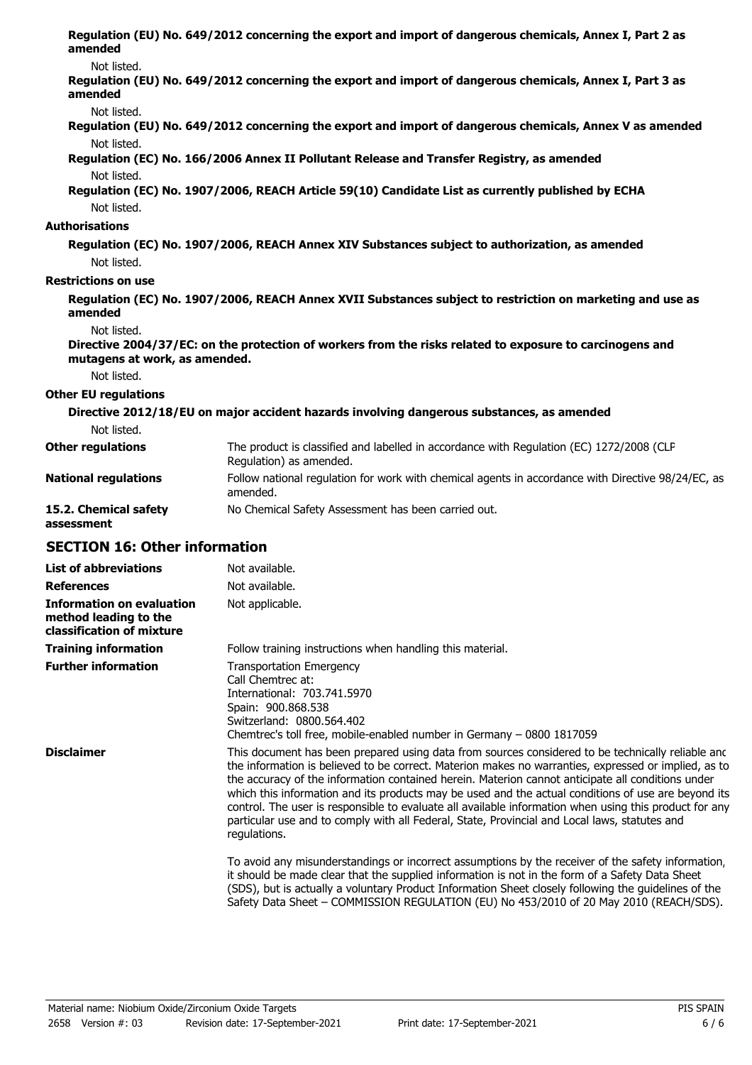**Regulation (EU) No. 649/2012 concerning the export and import of dangerous chemicals, Annex I, Part 2 as amended**

Not listed.

**Regulation (EU) No. 649/2012 concerning the export and import of dangerous chemicals, Annex I, Part 3 as amended**

Not listed.

**Regulation (EU) No. 649/2012 concerning the export and import of dangerous chemicals, Annex V as amended**

Not listed.

**Regulation (EC) No. 166/2006 Annex II Pollutant Release and Transfer Registry, as amended**

Not listed.

**Regulation (EC) No. 1907/2006, REACH Article 59(10) Candidate List as currently published by ECHA**

Not listed.

**Authorisations**

**Regulation (EC) No. 1907/2006, REACH Annex XIV Substances subject to authorization, as amended**

Not listed.

**Restrictions on use**

**Regulation (EC) No. 1907/2006, REACH Annex XVII Substances subject to restriction on marketing and use as amended**

Not listed.

**Directive 2004/37/EC: on the protection of workers from the risks related to exposure to carcinogens and mutagens at work, as amended.**

Not listed.

**Other EU regulations**

**Directive 2012/18/EU on major accident hazards involving dangerous substances, as amended**

Not listed.

| | |
|---|---|
| **Other regulations** | The product is classified and labelled in accordance with Regulation (EC) 1272/2008 (CLP Regulation) as amended. |
| **National regulations** | Follow national regulation for work with chemical agents in accordance with Directive 98/24/EC, as amended. |
| **15.2. Chemical safety assessment** | No Chemical Safety Assessment has been carried out. |

## SECTION 16: Other information

| | |
|---|---|
| **List of abbreviations** | Not available. |
| **References** | Not available. |
| **Information on evaluation method leading to the classification of mixture** | Not applicable. |
| **Training information** | Follow training instructions when handling this material. |
| **Further information** | Transportation Emergency<br>Call Chemtrec at:<br>International: 703.741.5970<br>Spain: 900.868.538<br>Switzerland: 0800.564.402<br>Chemtrec's toll free, mobile-enabled number in Germany – 0800 1817059 |
| **Disclaimer** | This document has been prepared using data from sources considered to be technically reliable and the information is believed to be correct. Materion makes no warranties, expressed or implied, as to the accuracy of the information contained herein. Materion cannot anticipate all conditions under which this information and its products may be used and the actual conditions of use are beyond its control. The user is responsible to evaluate all available information when using this product for any particular use and to comply with all Federal, State, Provincial and Local laws, statutes and regulations.<br><br>To avoid any misunderstandings or incorrect assumptions by the receiver of the safety information, it should be made clear that the supplied information is not in the form of a Safety Data Sheet (SDS), but is actually a voluntary Product Information Sheet closely following the guidelines of the Safety Data Sheet – COMMISSION REGULATION (EU) No 453/2010 of 20 May 2010 (REACH/SDS). |

Material name: Niobium Oxide/Zirconium Oxide Targets
2658 Version #: 03 Revision date: 17-September-2021 Print date: 17-September-2021